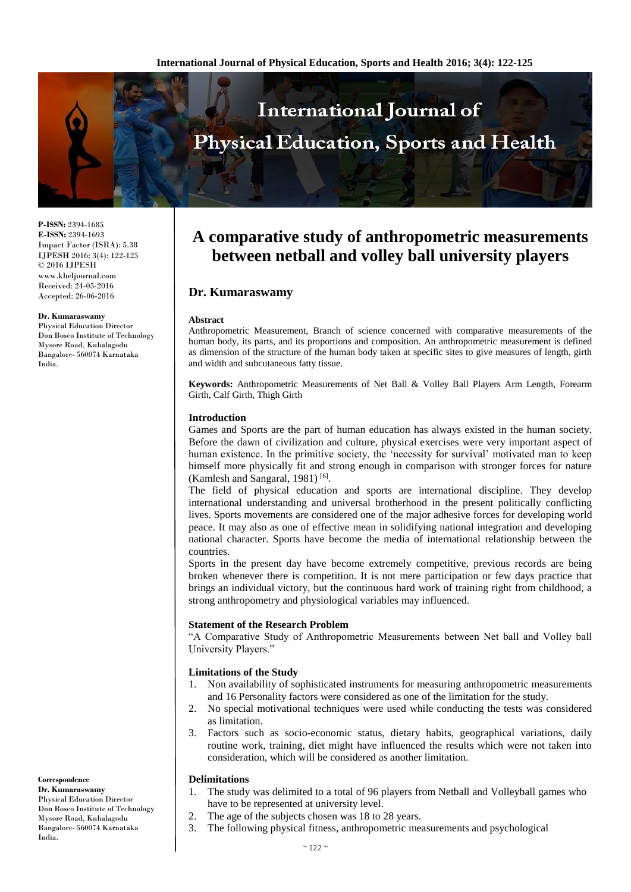**P-ISSN:** 2394-1685
**E-ISSN:** 2394-1693
Impact Factor (ISRA): 5.38
IJPESH 2016; 3(4): 122-125
© 2016 IJPESH
www.kheljournal.com
Received: 24-05-2016
Accepted: 26-06-2016

**Dr. Kumaraswamy**
Physical Education Director
Don Bosco Institute of Technology
Mysore Road, Kubalagodu
Bangalore- 560074 Karnataka
India.

**Correspondence**
**Dr. Kumaraswamy**
Physical Education Director
Don Bosco Institute of Technology
Mysore Road, Kubalagodu
Bangalore- 560074 Karnataka
India.

# A comparative study of anthropometric measurements between netball and volley ball university players

## Dr. Kumaraswamy

### Abstract

Anthropometric Measurement, Branch of science concerned with comparative measurements of the human body, its parts, and its proportions and composition. An anthropometric measurement is defined as dimension of the structure of the human body taken at specific sites to give measures of length, girth and width and subcutaneous fatty tissue.

**Keywords:** Anthropometric Measurements of Net Ball & Volley Ball Players Arm Length, Forearm Girth, Calf Girth, Thigh Girth

### Introduction

Games and Sports are the part of human education has always existed in the human society. Before the dawn of civilization and culture, physical exercises were very important aspect of human existence. In the primitive society, the 'necessity for survival' motivated man to keep himself more physically fit and strong enough in comparison with stronger forces for nature (Kamlesh and Sangaral, 1981) [6].

The field of physical education and sports are international discipline. They develop international understanding and universal brotherhood in the present politically conflicting lives. Sports movements are considered one of the major adhesive forces for developing world peace. It may also as one of effective mean in solidifying national integration and developing national character. Sports have become the media of international relationship between the countries.

Sports in the present day have become extremely competitive, previous records are being broken whenever there is competition. It is not mere participation or few days practice that brings an individual victory, but the continuous hard work of training right from childhood, a strong anthropometry and physiological variables may influenced.

### Statement of the Research Problem

"A Comparative Study of Anthropometric Measurements between Net ball and Volley ball University Players."

### Limitations of the Study

1. Non availability of sophisticated instruments for measuring anthropometric measurements and 16 Personality factors were considered as one of the limitation for the study.
2. No special motivational techniques were used while conducting the tests was considered as limitation.
3. Factors such as socio-economic status, dietary habits, geographical variations, daily routine work, training, diet might have influenced the results which were not taken into consideration, which will be considered as another limitation.

### Delimitations

1. The study was delimited to a total of 96 players from Netball and Volleyball games who have to be represented at university level.
2. The age of the subjects chosen was 18 to 28 years.
3. The following physical fitness, anthropometric measurements and psychological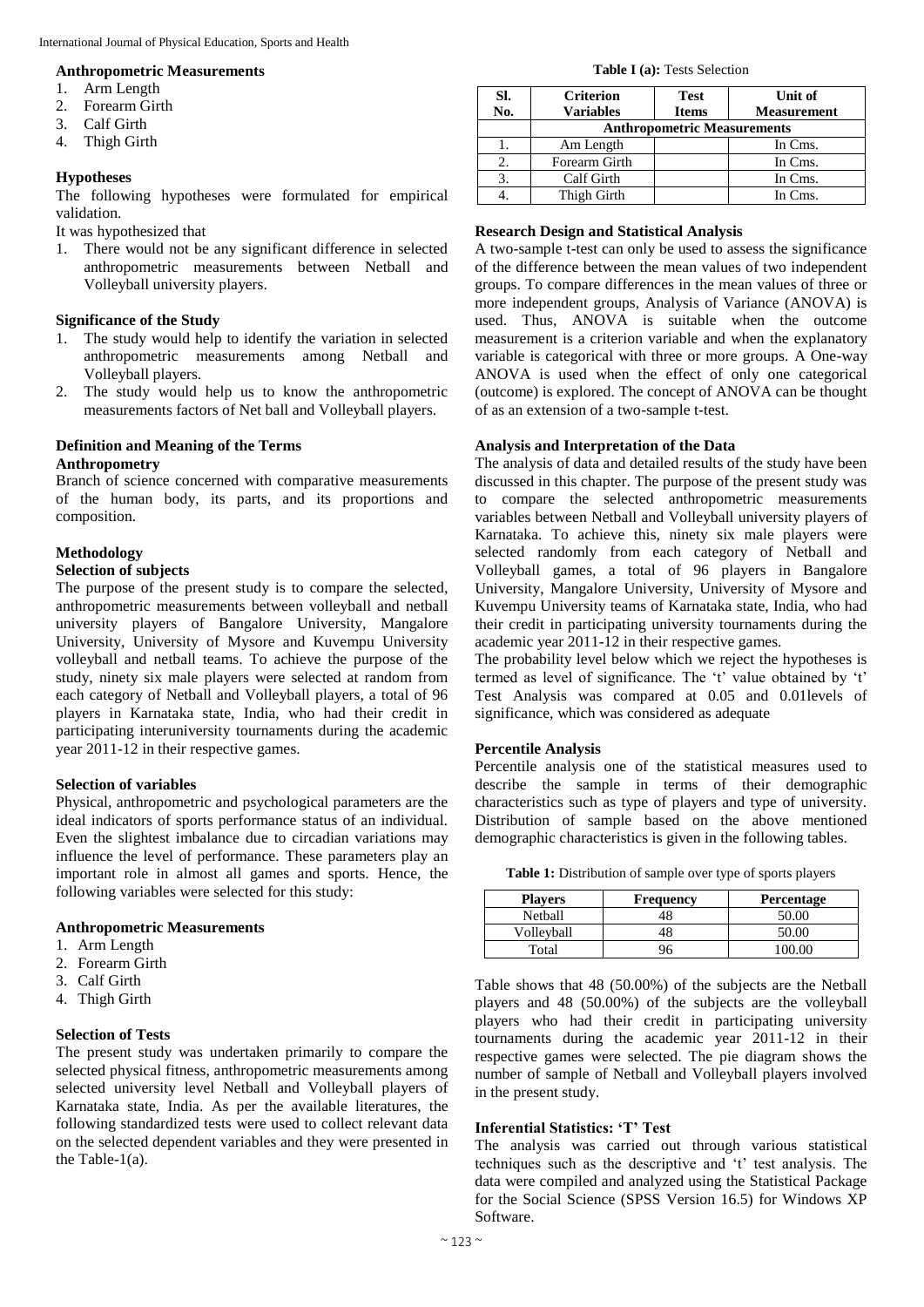### Anthropometric Measurements

1. Arm Length
2. Forearm Girth
3. Calf Girth
4. Thigh Girth

### Hypotheses

The following hypotheses were formulated for empirical validation.

It was hypothesized that

1. There would not be any significant difference in selected anthropometric measurements between Netball and Volleyball university players.

### Significance of the Study

1. The study would help to identify the variation in selected anthropometric measurements among Netball and Volleyball players.
2. The study would help us to know the anthropometric measurements factors of Net ball and Volleyball players.

### Definition and Meaning of the Terms

#### Anthropometry

Branch of science concerned with comparative measurements of the human body, its parts, and its proportions and composition.

## Methodology

### Selection of subjects

The purpose of the present study is to compare the selected, anthropometric measurements between volleyball and netball university players of Bangalore University, Mangalore University, University of Mysore and Kuvempu University volleyball and netball teams. To achieve the purpose of the study, ninety six male players were selected at random from each category of Netball and Volleyball players, a total of 96 players in Karnataka state, India, who had their credit in participating interuniversity tournaments during the academic year 2011-12 in their respective games.

### Selection of variables

Physical, anthropometric and psychological parameters are the ideal indicators of sports performance status of an individual. Even the slightest imbalance due to circadian variations may influence the level of performance. These parameters play an important role in almost all games and sports. Hence, the following variables were selected for this study:

### Anthropometric Measurements

1. Arm Length
2. Forearm Girth
3. Calf Girth
4. Thigh Girth

### Selection of Tests

The present study was undertaken primarily to compare the selected physical fitness, anthropometric measurements among selected university level Netball and Volleyball players of Karnataka state, India. As per the available literatures, the following standardized tests were used to collect relevant data on the selected dependent variables and they were presented in the Table-1(a).

**Table I (a):** Tests Selection

| Sl. No. | Criterion Variables | Test Items | Unit of Measurement |
|---|---|---|---|
| | Anthropometric Measurements | | |
| 1. | Am Length | | In Cms. |
| 2. | Forearm Girth | | In Cms. |
| 3. | Calf Girth | | In Cms. |
| 4. | Thigh Girth | | In Cms. |

### Research Design and Statistical Analysis

A two-sample t-test can only be used to assess the significance of the difference between the mean values of two independent groups. To compare differences in the mean values of three or more independent groups, Analysis of Variance (ANOVA) is used. Thus, ANOVA is suitable when the outcome measurement is a criterion variable and when the explanatory variable is categorical with three or more groups. A One-way ANOVA is used when the effect of only one categorical (outcome) is explored. The concept of ANOVA can be thought of as an extension of a two-sample t-test.

### Analysis and Interpretation of the Data

The analysis of data and detailed results of the study have been discussed in this chapter. The purpose of the present study was to compare the selected anthropometric measurements variables between Netball and Volleyball university players of Karnataka. To achieve this, ninety six male players were selected randomly from each category of Netball and Volleyball games, a total of 96 players in Bangalore University, Mangalore University, University of Mysore and Kuvempu University teams of Karnataka state, India, who had their credit in participating university tournaments during the academic year 2011-12 in their respective games.

The probability level below which we reject the hypotheses is termed as level of significance. The 't' value obtained by 't' Test Analysis was compared at 0.05 and 0.01levels of significance, which was considered as adequate

### Percentile Analysis

Percentile analysis one of the statistical measures used to describe the sample in terms of their demographic characteristics such as type of players and type of university. Distribution of sample based on the above mentioned demographic characteristics is given in the following tables.

**Table 1:** Distribution of sample over type of sports players

| Players | Frequency | Percentage |
|---|---|---|
| Netball | 48 | 50.00 |
| Volleyball | 48 | 50.00 |
| Total | 96 | 100.00 |

Table shows that 48 (50.00%) of the subjects are the Netball players and 48 (50.00%) of the subjects are the volleyball players who had their credit in participating university tournaments during the academic year 2011-12 in their respective games were selected. The pie diagram shows the number of sample of Netball and Volleyball players involved in the present study.

### Inferential Statistics: 'T' Test

The analysis was carried out through various statistical techniques such as the descriptive and 't' test analysis. The data were compiled and analyzed using the Statistical Package for the Social Science (SPSS Version 16.5) for Windows XP Software.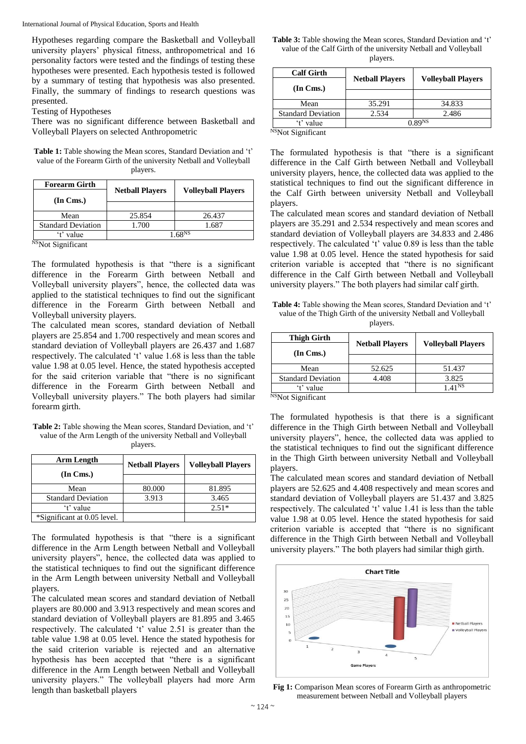Hypotheses regarding compare the Basketball and Volleyball university players' physical fitness, anthropometrical and 16 personality factors were tested and the findings of testing these hypotheses were presented. Each hypothesis tested is followed by a summary of testing that hypothesis was also presented. Finally, the summary of findings to research questions was presented.

Testing of Hypotheses

There was no significant difference between Basketball and Volleyball Players on selected Anthropometric

**Table 1:** Table showing the Mean scores, Standard Deviation and 't' value of the Forearm Girth of the university Netball and Volleyball players.

| Forearm Girth (In Cms.) | Netball Players | Volleyball Players |
|---|---|---|
| Mean | 25.854 | 26.437 |
| Standard Deviation | 1.700 | 1.687 |
| 't' value | 1.68^NS | |

^NS Not Significant

The formulated hypothesis is that "there is a significant difference in the Forearm Girth between Netball and Volleyball university players", hence, the collected data was applied to the statistical techniques to find out the significant difference in the Forearm Girth between Netball and Volleyball university players.

The calculated mean scores, standard deviation of Netball players are 25.854 and 1.700 respectively and mean scores and standard deviation of Volleyball players are 26.437 and 1.687 respectively. The calculated 't' value 1.68 is less than the table value 1.98 at 0.05 level. Hence, the stated hypothesis accepted for the said criterion variable that "there is no significant difference in the Forearm Girth between Netball and Volleyball university players." The both players had similar forearm girth.

**Table 2:** Table showing the Mean scores, Standard Deviation, and 't' value of the Arm Length of the university Netball and Volleyball players.

| Arm Length (In Cms.) | Netball Players | Volleyball Players |
|---|---|---|
| Mean | 80.000 | 81.895 |
| Standard Deviation | 3.913 | 3.465 |
| 't' value | | 2.51* |
| *Significant at 0.05 level. | | |

The formulated hypothesis is that "there is a significant difference in the Arm Length between Netball and Volleyball university players", hence, the collected data was applied to the statistical techniques to find out the significant difference in the Arm Length between university Netball and Volleyball players.

The calculated mean scores and standard deviation of Netball players are 80.000 and 3.913 respectively and mean scores and standard deviation of Volleyball players are 81.895 and 3.465 respectively. The calculated 't' value 2.51 is greater than the table value 1.98 at 0.05 level. Hence the stated hypothesis for the said criterion variable is rejected and an alternative hypothesis has been accepted that "there is a significant difference in the Arm Length between Netball and Volleyball university players." The volleyball players had more Arm length than basketball players

**Table 3:** Table showing the Mean scores, Standard Deviation and 't' value of the Calf Girth of the university Netball and Volleyball players.

| Calf Girth (In Cms.) | Netball Players | Volleyball Players |
|---|---|---|
| Mean | 35.291 | 34.833 |
| Standard Deviation | 2.534 | 2.486 |
| 't' value | 0.89^NS | |

^NS Not Significant

The formulated hypothesis is that "there is a significant difference in the Calf Girth between Netball and Volleyball university players, hence, the collected data was applied to the statistical techniques to find out the significant difference in the Calf Girth between university Netball and Volleyball players.

The calculated mean scores and standard deviation of Netball players are 35.291 and 2.534 respectively and mean scores and standard deviation of Volleyball players are 34.833 and 2.486 respectively. The calculated 't' value 0.89 is less than the table value 1.98 at 0.05 level. Hence the stated hypothesis for said criterion variable is accepted that "there is no significant difference in the Calf Girth between Netball and Volleyball university players." The both players had similar calf girth.

**Table 4:** Table showing the Mean scores, Standard Deviation and 't' value of the Thigh Girth of the university Netball and Volleyball players.

| Thigh Girth (In Cms.) | Netball Players | Volleyball Players |
|---|---|---|
| Mean | 52.625 | 51.437 |
| Standard Deviation | 4.408 | 3.825 |
| 't' value | | 1.41^NS |

^NS Not Significant

The formulated hypothesis is that there is a significant difference in the Thigh Girth between Netball and Volleyball university players", hence, the collected data was applied to the statistical techniques to find out the significant difference in the Thigh Girth between university Netball and Volleyball players.

The calculated mean scores and standard deviation of Netball players are 52.625 and 4.408 respectively and mean scores and standard deviation of Volleyball players are 51.437 and 3.825 respectively. The calculated 't' value 1.41 is less than the table value 1.98 at 0.05 level. Hence the stated hypothesis for said criterion variable is accepted that "there is no significant difference in the Thigh Girth between Netball and Volleyball university players." The both players had similar thigh girth.

**Fig 1:** Comparison Mean scores of Forearm Girth as anthropometric measurement between Netball and Volleyball players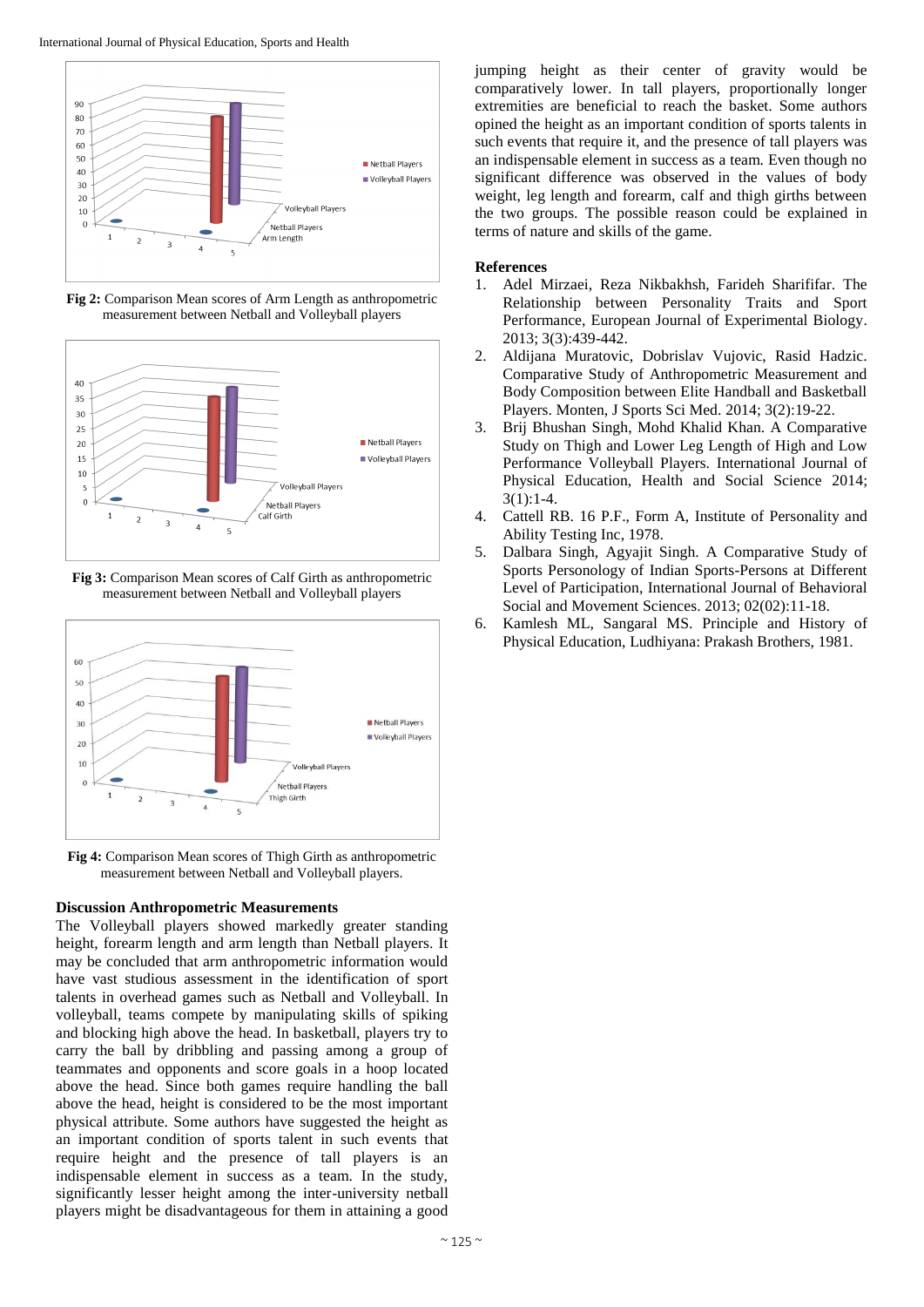90
80
70
60
50
40
30
20
10
0
1 2 3 4 5
Netball Players
Volleyball Players
Volleyball Players
Netball Players
Arm Length

**Fig 2:** Comparison Mean scores of Arm Length as anthropometric measurement between Netball and Volleyball players

40
35
30
25
20
15
10
5
0
1 2 3 4 5
Netball Players
Volleyball Players
Volleyball Players
Netball Players
Calf Girth

**Fig 3:** Comparison Mean scores of Calf Girth as anthropometric measurement between Netball and Volleyball players

60
50
40
30
20
10
0
1 2 3 4 5
Netball Players
Volleyball Players
Volleyball Players
Netball Players
Thigh Girth

**Fig 4:** Comparison Mean scores of Thigh Girth as anthropometric measurement between Netball and Volleyball players.

## Discussion Anthropometric Measurements

The Volleyball players showed markedly greater standing height, forearm length and arm length than Netball players. It may be concluded that arm anthropometric information would have vast studious assessment in the identification of sport talents in overhead games such as Netball and Volleyball. In volleyball, teams compete by manipulating skills of spiking and blocking high above the head. In basketball, players try to carry the ball by dribbling and passing among a group of teammates and opponents and score goals in a hoop located above the head. Since both games require handling the ball above the head, height is considered to be the most important physical attribute. Some authors have suggested the height as an important condition of sports talent in such events that require height and the presence of tall players is an indispensable element in success as a team. In the study, significantly lesser height among the inter-university netball players might be disadvantageous for them in attaining a good jumping height as their center of gravity would be comparatively lower. In tall players, proportionally longer extremities are beneficial to reach the basket. Some authors opined the height as an important condition of sports talents in such events that require it, and the presence of tall players was an indispensable element in success as a team. Even though no significant difference was observed in the values of body weight, leg length and forearm, calf and thigh girths between the two groups. The possible reason could be explained in terms of nature and skills of the game.

## References

1. Adel Mirzaei, Reza Nikbakhsh, Farideh Sharififar. The Relationship between Personality Traits and Sport Performance, European Journal of Experimental Biology. 2013; 3(3):439-442.
2. Aldijana Muratovic, Dobrislav Vujovic, Rasid Hadzic. Comparative Study of Anthropometric Measurement and Body Composition between Elite Handball and Basketball Players. Monten, J Sports Sci Med. 2014; 3(2):19-22.
3. Brij Bhushan Singh, Mohd Khalid Khan. A Comparative Study on Thigh and Lower Leg Length of High and Low Performance Volleyball Players. International Journal of Physical Education, Health and Social Science 2014; 3(1):1-4.
4. Cattell RB. 16 P.F., Form A, Institute of Personality and Ability Testing Inc, 1978.
5. Dalbara Singh, Agyajit Singh. A Comparative Study of Sports Personology of Indian Sports-Persons at Different Level of Participation, International Journal of Behavioral Social and Movement Sciences. 2013; 02(02):11-18.
6. Kamlesh ML, Sangaral MS. Principle and History of Physical Education, Ludhiyana: Prakash Brothers, 1981.